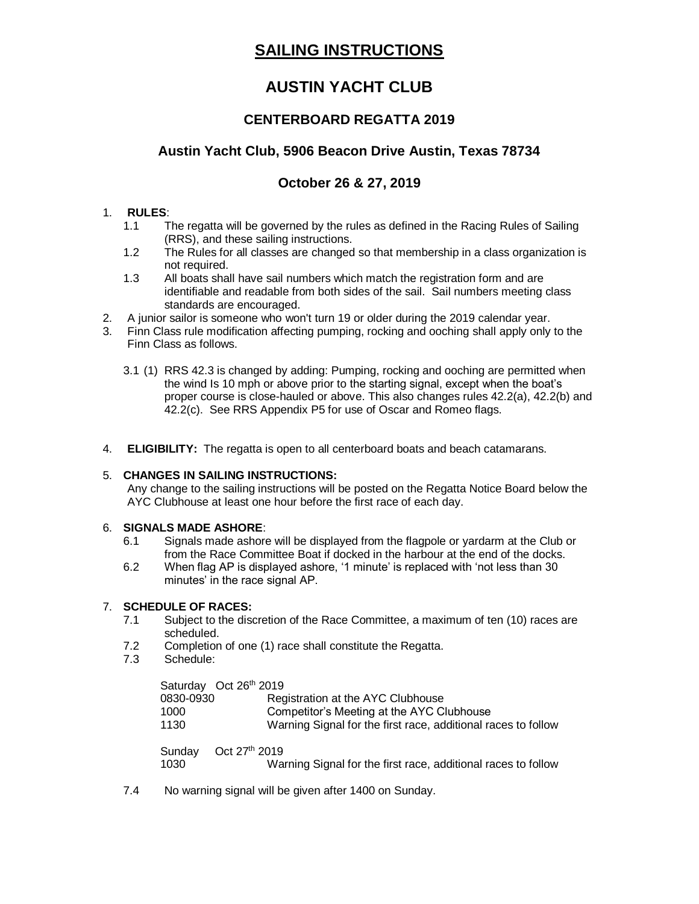# SAILING INSTRUCTIONS

# AUSTIN YACHT CLUB

## CENTERBOARD REGATTA 2019

### Austin Yacht Club, 5906 Beacon Drive Austin, Texas 78734

### October 26 & 27, 2019

1. **RULES**:
   - 1.1 The regatta will be governed by the rules as defined in the Racing Rules of Sailing (RRS), and these sailing instructions.
   - 1.2 The Rules for all classes are changed so that membership in a class organization is not required.
   - 1.3 All boats shall have sail numbers which match the registration form and are identifiable and readable from both sides of the sail. Sail numbers meeting class standards are encouraged.
2. A junior sailor is someone who won't turn 19 or older during the 2019 calendar year.
3. Finn Class rule modification affecting pumping, rocking and ooching shall apply only to the Finn Class as follows.

   3.1 (1) RRS 42.3 is changed by adding: Pumping, rocking and ooching are permitted when the wind Is 10 mph or above prior to the starting signal, except when the boat's proper course is close-hauled or above. This also changes rules 42.2(a), 42.2(b) and 42.2(c). See RRS Appendix P5 for use of Oscar and Romeo flags.

4. **ELIGIBILITY:** The regatta is open to all centerboard boats and beach catamarans.

5. **CHANGES IN SAILING INSTRUCTIONS:**
   Any change to the sailing instructions will be posted on the Regatta Notice Board below the AYC Clubhouse at least one hour before the first race of each day.

6. **SIGNALS MADE ASHORE**:
   - 6.1 Signals made ashore will be displayed from the flagpole or yardarm at the Club or from the Race Committee Boat if docked in the harbour at the end of the docks.
   - 6.2 When flag AP is displayed ashore, '1 minute' is replaced with 'not less than 30 minutes' in the race signal AP.

7. **SCHEDULE OF RACES:**
   - 7.1 Subject to the discretion of the Race Committee, a maximum of ten (10) races are scheduled.
   - 7.2 Completion of one (1) race shall constitute the Regatta.
   - 7.3 Schedule:

     Saturday Oct 26th 2019

     | | |
     |---|---|
     | 0830-0930 | Registration at the AYC Clubhouse |
     | 1000 | Competitor's Meeting at the AYC Clubhouse |
     | 1130 | Warning Signal for the first race, additional races to follow |

     Sunday Oct 27th 2019

     | | |
     |---|---|
     | 1030 | Warning Signal for the first race, additional races to follow |

   - 7.4 No warning signal will be given after 1400 on Sunday.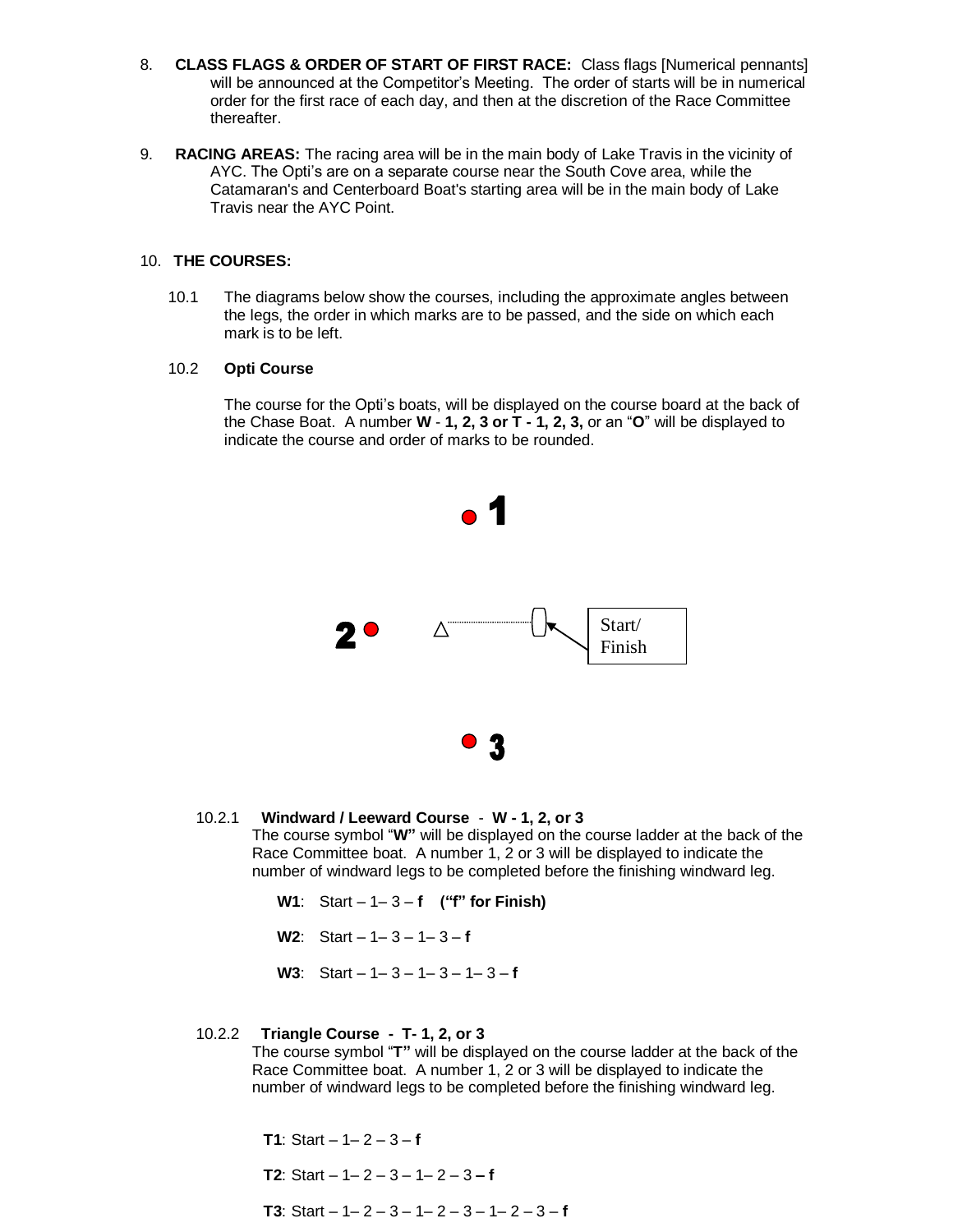8. **CLASS FLAGS & ORDER OF START OF FIRST RACE:** Class flags [Numerical pennants] will be announced at the Competitor's Meeting. The order of starts will be in numerical order for the first race of each day, and then at the discretion of the Race Committee thereafter.

9. **RACING AREAS:** The racing area will be in the main body of Lake Travis in the vicinity of AYC. The Opti's are on a separate course near the South Cove area, while the Catamaran's and Centerboard Boat's starting area will be in the main body of Lake Travis near the AYC Point.

10. **THE COURSES:**

10.1 The diagrams below show the courses, including the approximate angles between the legs, the order in which marks are to be passed, and the side on which each mark is to be left.

10.2 **Opti Course**

The course for the Opti's boats, will be displayed on the course board at the back of the Chase Boat. A number **W** - **1, 2, 3 or T - 1, 2, 3,** or an "**O**" will be displayed to indicate the course and order of marks to be rounded.

1

2

Start/
Finish

3

10.2.1 **Windward / Leeward Course** - **W - 1, 2, or 3**

The course symbol "**W"** will be displayed on the course ladder at the back of the Race Committee boat. A number 1, 2 or 3 will be displayed to indicate the number of windward legs to be completed before the finishing windward leg.

**W1**: Start – 1– 3 – **f** **("f" for Finish)**

**W2**: Start – 1– 3 – 1– 3 – **f**

**W3**: Start – 1– 3 – 1– 3 – 1– 3 – **f**

10.2.2 **Triangle Course - T- 1, 2, or 3**

The course symbol "**T"** will be displayed on the course ladder at the back of the Race Committee boat. A number 1, 2 or 3 will be displayed to indicate the number of windward legs to be completed before the finishing windward leg.

**T1**: Start – 1– 2 – 3 – **f**

**T2**: Start – 1– 2 – 3 – 1– 2 – 3 **– f**

**T3**: Start – 1– 2 – 3 – 1– 2 – 3 – 1– 2 – 3 – **f**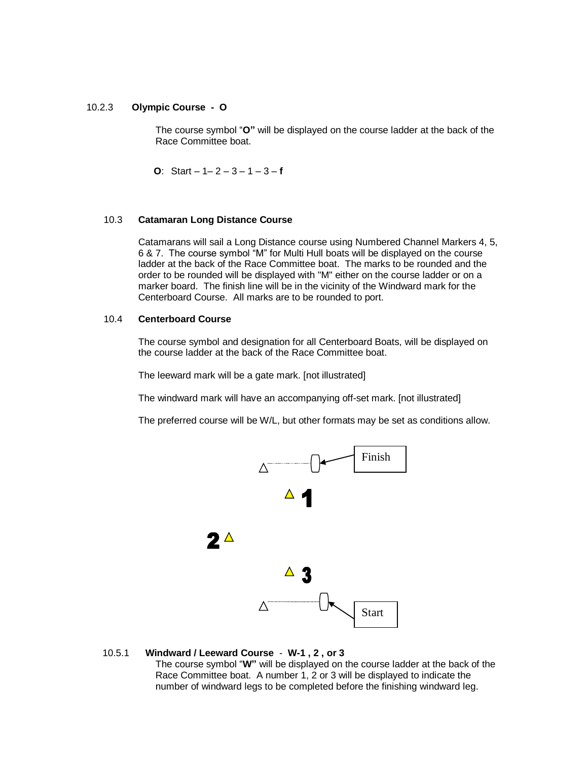10.2.3 **Olympic Course - O**

The course symbol "**O"** will be displayed on the course ladder at the back of the Race Committee boat.

**O**: Start – 1– 2 – 3 – 1 – 3 – **f**

10.3 **Catamaran Long Distance Course**

Catamarans will sail a Long Distance course using Numbered Channel Markers 4, 5, 6 & 7. The course symbol "M" for Multi Hull boats will be displayed on the course ladder at the back of the Race Committee boat. The marks to be rounded and the order to be rounded will be displayed with "M" either on the course ladder or on a marker board. The finish line will be in the vicinity of the Windward mark for the Centerboard Course. All marks are to be rounded to port.

10.4 **Centerboard Course**

The course symbol and designation for all Centerboard Boats, will be displayed on the course ladder at the back of the Race Committee boat.

The leeward mark will be a gate mark. [not illustrated]

The windward mark will have an accompanying off-set mark. [not illustrated]

The preferred course will be W/L, but other formats may be set as conditions allow.

Finish

1

2

3

Start

10.5.1 **Windward / Leeward Course - W-1 , 2 , or 3**

The course symbol "**W"** will be displayed on the course ladder at the back of the Race Committee boat. A number 1, 2 or 3 will be displayed to indicate the number of windward legs to be completed before the finishing windward leg.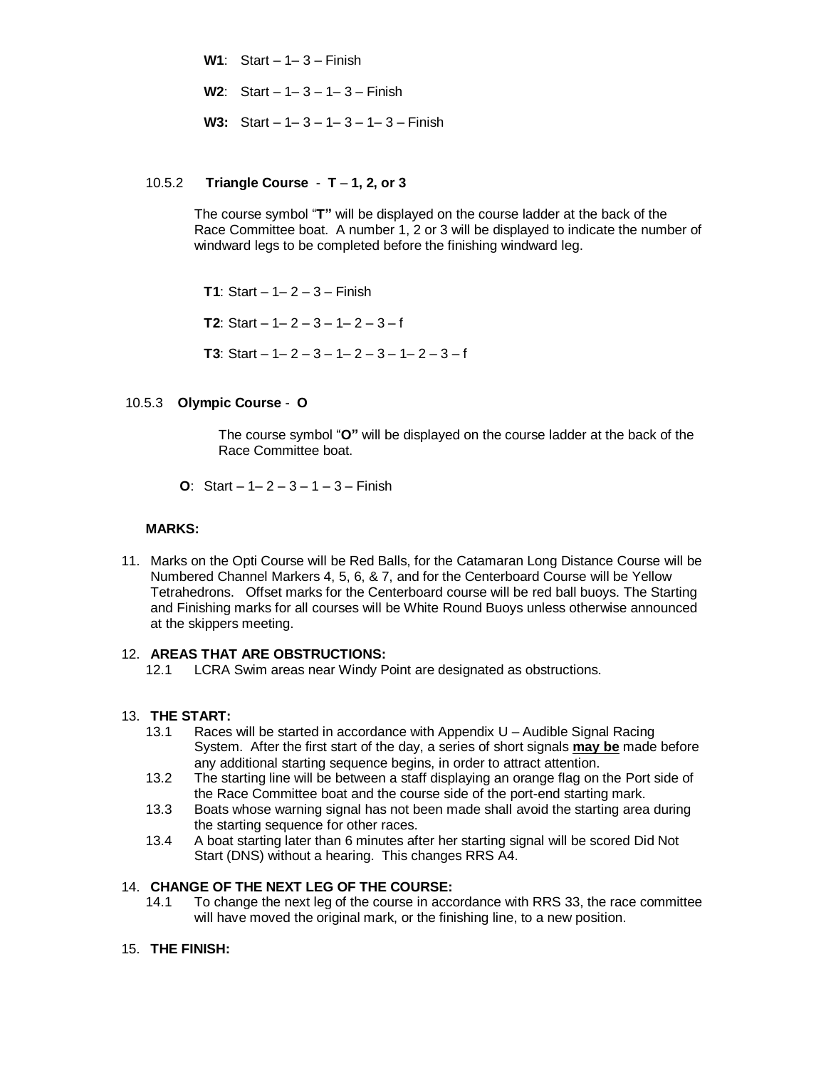**W1**: Start – 1– 3 – Finish

**W2**: Start – 1– 3 – 1– 3 – Finish

**W3:** Start – 1– 3 – 1– 3 – 1– 3 – Finish

10.5.2 **Triangle Course** - **T** – **1, 2, or 3**

The course symbol "**T"** will be displayed on the course ladder at the back of the Race Committee boat. A number 1, 2 or 3 will be displayed to indicate the number of windward legs to be completed before the finishing windward leg.

**T1**: Start – 1– 2 – 3 – Finish

**T2**: Start – 1– 2 – 3 – 1– 2 – 3 – f

**T3**: Start – 1– 2 – 3 – 1– 2 – 3 – 1– 2 – 3 – f

10.5.3 **Olympic Course** - **O**

The course symbol "**O"** will be displayed on the course ladder at the back of the Race Committee boat.

**O**: Start – 1– 2 – 3 – 1 – 3 – Finish

**MARKS:**

11. Marks on the Opti Course will be Red Balls, for the Catamaran Long Distance Course will be Numbered Channel Markers 4, 5, 6, & 7, and for the Centerboard Course will be Yellow Tetrahedrons. Offset marks for the Centerboard course will be red ball buoys. The Starting and Finishing marks for all courses will be White Round Buoys unless otherwise announced at the skippers meeting.

12. **AREAS THAT ARE OBSTRUCTIONS:**
    12.1 LCRA Swim areas near Windy Point are designated as obstructions.

13. **THE START:**
    13.1 Races will be started in accordance with Appendix U – Audible Signal Racing System. After the first start of the day, a series of short signals **may be** made before any additional starting sequence begins, in order to attract attention.
    13.2 The starting line will be between a staff displaying an orange flag on the Port side of the Race Committee boat and the course side of the port-end starting mark.
    13.3 Boats whose warning signal has not been made shall avoid the starting area during the starting sequence for other races.
    13.4 A boat starting later than 6 minutes after her starting signal will be scored Did Not Start (DNS) without a hearing. This changes RRS A4.

14. **CHANGE OF THE NEXT LEG OF THE COURSE:**
    14.1 To change the next leg of the course in accordance with RRS 33, the race committee will have moved the original mark, or the finishing line, to a new position.

15. **THE FINISH:**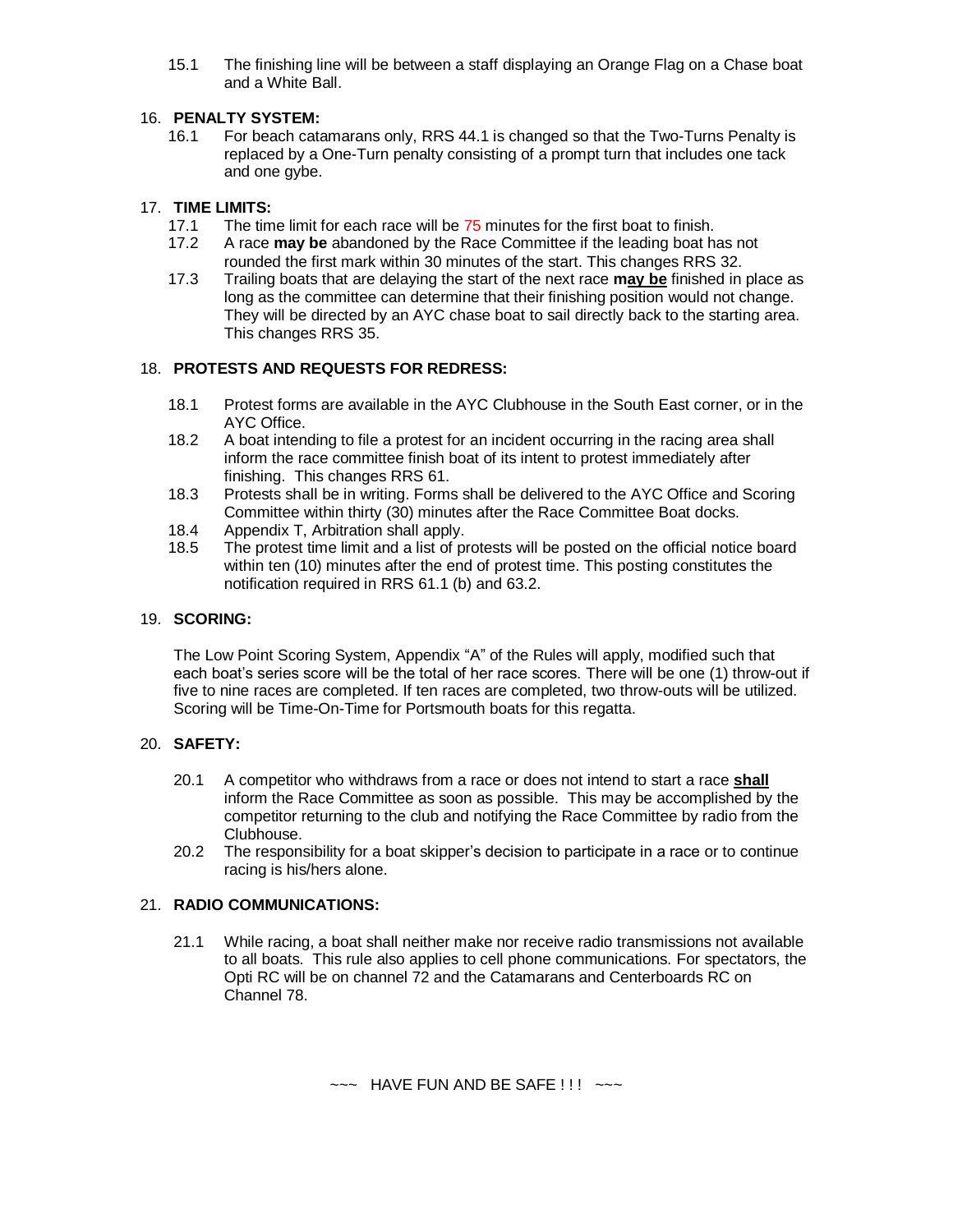15.1 The finishing line will be between a staff displaying an Orange Flag on a Chase boat and a White Ball.

## 16. PENALTY SYSTEM:

16.1 For beach catamarans only, RRS 44.1 is changed so that the Two-Turns Penalty is replaced by a One-Turn penalty consisting of a prompt turn that includes one tack and one gybe.

## 17. TIME LIMITS:

17.1 The time limit for each race will be 75 minutes for the first boat to finish.

17.2 A race **may be** abandoned by the Race Committee if the leading boat has not rounded the first mark within 30 minutes of the start. This changes RRS 32.

17.3 Trailing boats that are delaying the start of the next race **may be** finished in place as long as the committee can determine that their finishing position would not change. They will be directed by an AYC chase boat to sail directly back to the starting area. This changes RRS 35.

## 18. PROTESTS AND REQUESTS FOR REDRESS:

18.1 Protest forms are available in the AYC Clubhouse in the South East corner, or in the AYC Office.

18.2 A boat intending to file a protest for an incident occurring in the racing area shall inform the race committee finish boat of its intent to protest immediately after finishing. This changes RRS 61.

18.3 Protests shall be in writing. Forms shall be delivered to the AYC Office and Scoring Committee within thirty (30) minutes after the Race Committee Boat docks.

18.4 Appendix T, Arbitration shall apply.

18.5 The protest time limit and a list of protests will be posted on the official notice board within ten (10) minutes after the end of protest time. This posting constitutes the notification required in RRS 61.1 (b) and 63.2.

## 19. SCORING:

The Low Point Scoring System, Appendix "A" of the Rules will apply, modified such that each boat's series score will be the total of her race scores. There will be one (1) throw-out if five to nine races are completed. If ten races are completed, two throw-outs will be utilized. Scoring will be Time-On-Time for Portsmouth boats for this regatta.

## 20. SAFETY:

20.1 A competitor who withdraws from a race or does not intend to start a race **shall** inform the Race Committee as soon as possible. This may be accomplished by the competitor returning to the club and notifying the Race Committee by radio from the Clubhouse.

20.2 The responsibility for a boat skipper's decision to participate in a race or to continue racing is his/hers alone.

## 21. RADIO COMMUNICATIONS:

21.1 While racing, a boat shall neither make nor receive radio transmissions not available to all boats. This rule also applies to cell phone communications. For spectators, the Opti RC will be on channel 72 and the Catamarans and Centerboards RC on Channel 78.

~~~ HAVE FUN AND BE SAFE ! ! ! ~~~